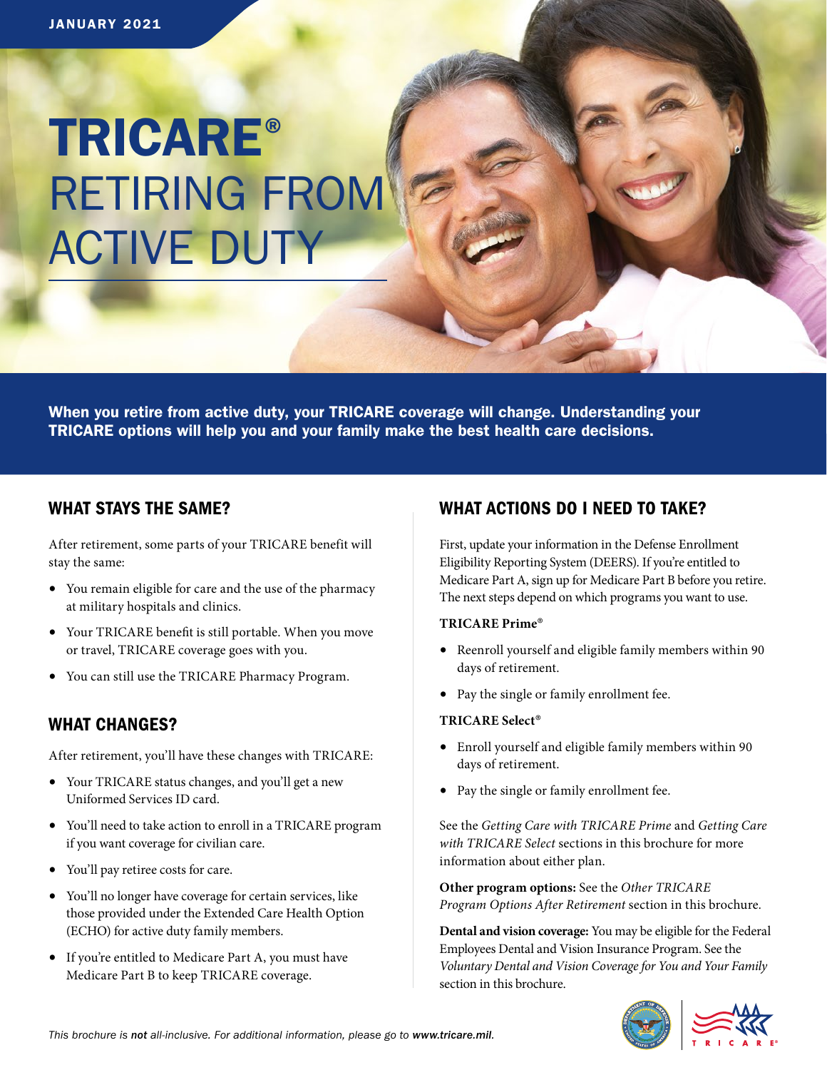JANUARY 2021

# TRICARE® RETIRING FROM ACTIVE DUTY

**When you retire from active duty, your TRICARE coverage will change. Understanding your TRICARE options will help you and your family make the best health care decisions.**

## WHAT STAYS THE SAME?

After retirement, some parts of your TRICARE benefit will stay the same:

- You remain eligible for care and the use of the pharmacy at military hospitals and clinics.
- Your TRICARE benefit is still portable. When you move or travel, TRICARE coverage goes with you.
- You can still use the TRICARE Pharmacy Program.

## WHAT CHANGES?

After retirement, you'll have these changes with TRICARE:

- Your TRICARE status changes, and you'll get a new Uniformed Services ID card.
- You'll need to take action to enroll in a TRICARE program if you want coverage for civilian care.
- You'll pay retiree costs for care.
- You'll no longer have coverage for certain services, like those provided under the Extended Care Health Option (ECHO) for active duty family members.
- If you're entitled to Medicare Part A, you must have Medicare Part B to keep TRICARE coverage.

## WHAT ACTIONS DO I NEED TO TAKE?

First, update your information in the Defense Enrollment Eligibility Reporting System (DEERS). If you're entitled to Medicare Part A, sign up for Medicare Part B before you retire. The next steps depend on which programs you want to use.

**TRICARE Prime®**

- Reenroll yourself and eligible family members within 90 days of retirement.
- Pay the single or family enrollment fee.

**TRICARE Select®**

- Enroll yourself and eligible family members within 90 days of retirement.
- Pay the single or family enrollment fee.

See the *Getting Care with TRICARE Prime* and *Getting Care with TRICARE Select* sections in this brochure for more information about either plan.

**Other program options:** See the *Other TRICARE Program Options After Retirement* section in this brochure.

**Dental and vision coverage:** You may be eligible for the Federal Employees Dental and Vision Insurance Program. See the *Voluntary Dental and Vision Coverage for You and Your Family* section in this brochure.

*This brochure is **not** all-inclusive. For additional information, please go to **www.tricare.mil**.*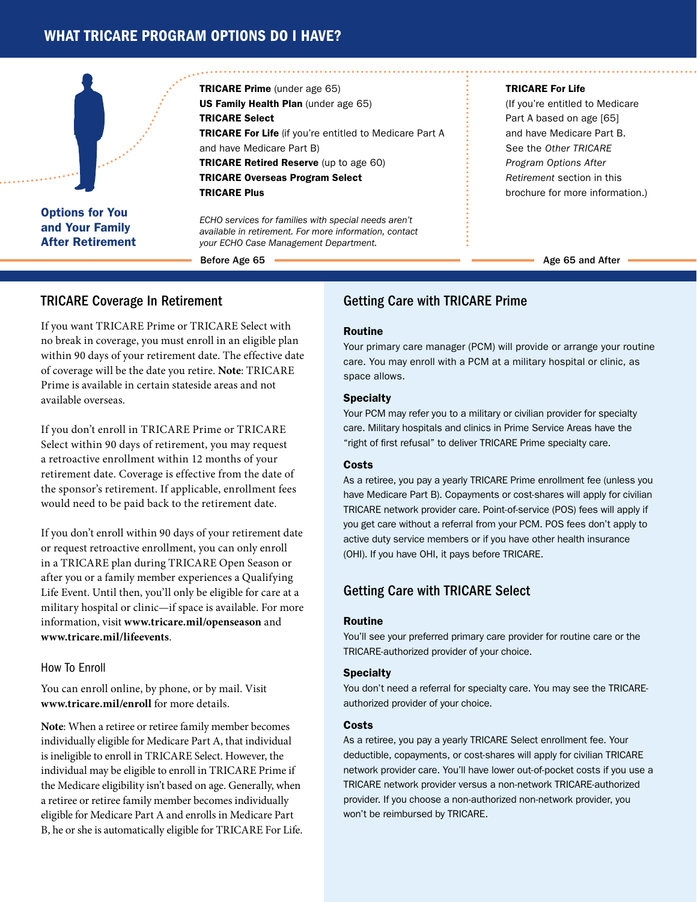# WHAT TRICARE PROGRAM OPTIONS DO I HAVE?

**Options for You and Your Family After Retirement**

### Before Age 65

**TRICARE Prime** (under age 65)
**US Family Health Plan** (under age 65)
**TRICARE Select**
**TRICARE For Life** (if you're entitled to Medicare Part A and have Medicare Part B)
**TRICARE Retired Reserve** (up to age 60)
**TRICARE Overseas Program Select**
**TRICARE Plus**

*ECHO services for families with special needs aren't available in retirement. For more information, contact your ECHO Case Management Department.*

### Age 65 and After

**TRICARE For Life**
(If you're entitled to Medicare Part A based on age [65] and have Medicare Part B. See the *Other TRICARE Program Options After Retirement* section in this brochure for more information.)

## TRICARE Coverage In Retirement

If you want TRICARE Prime or TRICARE Select with no break in coverage, you must enroll in an eligible plan within 90 days of your retirement date. The effective date of coverage will be the date you retire. **Note**: TRICARE Prime is available in certain stateside areas and not available overseas.

If you don't enroll in TRICARE Prime or TRICARE Select within 90 days of retirement, you may request a retroactive enrollment within 12 months of your retirement date. Coverage is effective from the date of the sponsor's retirement. If applicable, enrollment fees would need to be paid back to the retirement date.

If you don't enroll within 90 days of your retirement date or request retroactive enrollment, you can only enroll in a TRICARE plan during TRICARE Open Season or after you or a family member experiences a Qualifying Life Event. Until then, you'll only be eligible for care at a military hospital or clinic—if space is available. For more information, visit **www.tricare.mil/openseason** and **www.tricare.mil/lifeevents**.

### How To Enroll

You can enroll online, by phone, or by mail. Visit **www.tricare.mil/enroll** for more details.

**Note**: When a retiree or retiree family member becomes individually eligible for Medicare Part A, that individual is ineligible to enroll in TRICARE Select. However, the individual may be eligible to enroll in TRICARE Prime if the Medicare eligibility isn't based on age. Generally, when a retiree or retiree family member becomes individually eligible for Medicare Part A and enrolls in Medicare Part B, he or she is automatically eligible for TRICARE For Life.

## Getting Care with TRICARE Prime

### Routine

Your primary care manager (PCM) will provide or arrange your routine care. You may enroll with a PCM at a military hospital or clinic, as space allows.

### Specialty

Your PCM may refer you to a military or civilian provider for specialty care. Military hospitals and clinics in Prime Service Areas have the "right of first refusal" to deliver TRICARE Prime specialty care.

### Costs

As a retiree, you pay a yearly TRICARE Prime enrollment fee (unless you have Medicare Part B). Copayments or cost-shares will apply for civilian TRICARE network provider care. Point-of-service (POS) fees will apply if you get care without a referral from your PCM. POS fees don't apply to active duty service members or if you have other health insurance (OHI). If you have OHI, it pays before TRICARE.

## Getting Care with TRICARE Select

### Routine

You'll see your preferred primary care provider for routine care or the TRICARE-authorized provider of your choice.

### Specialty

You don't need a referral for specialty care. You may see the TRICARE-authorized provider of your choice.

### Costs

As a retiree, you pay a yearly TRICARE Select enrollment fee. Your deductible, copayments, or cost-shares will apply for civilian TRICARE network provider care. You'll have lower out-of-pocket costs if you use a TRICARE network provider versus a non-network TRICARE-authorized provider. If you choose a non-authorized non-network provider, you won't be reimbursed by TRICARE.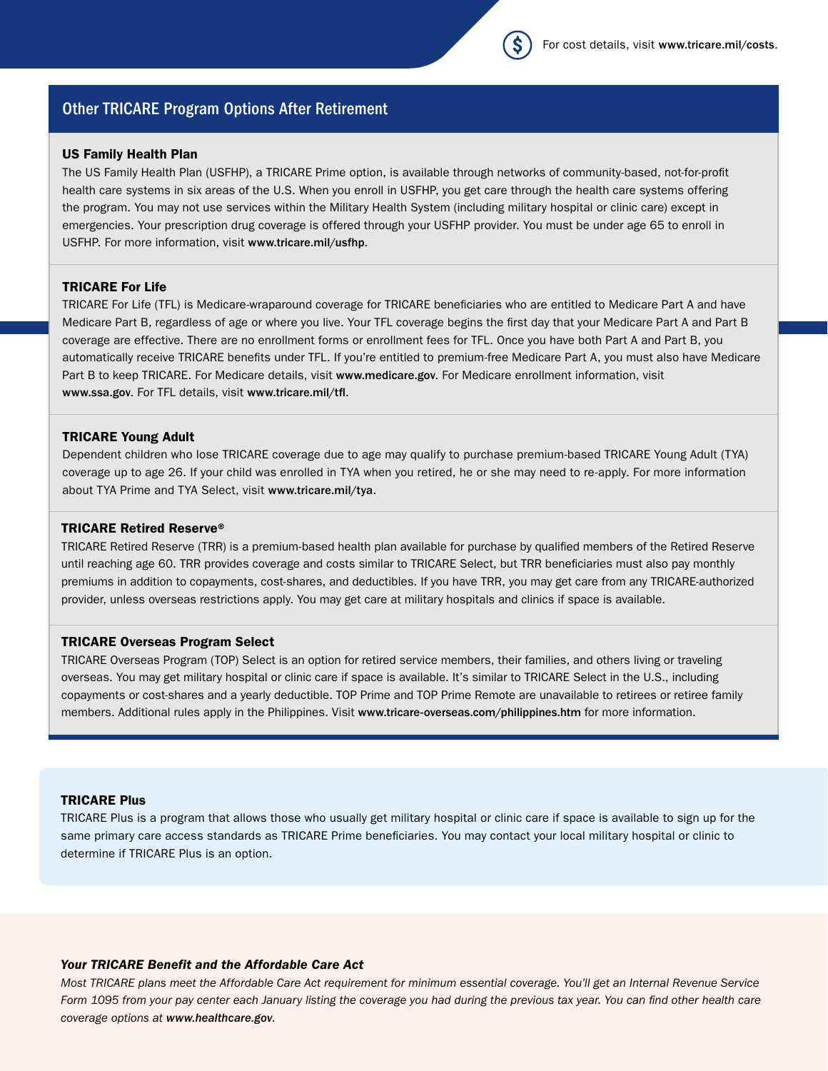For cost details, visit **www.tricare.mil/costs**.

## Other TRICARE Program Options After Retirement

### US Family Health Plan

The US Family Health Plan (USFHP), a TRICARE Prime option, is available through networks of community-based, not-for-profit health care systems in six areas of the U.S. When you enroll in USFHP, you get care through the health care systems offering the program. You may not use services within the Military Health System (including military hospital or clinic care) except in emergencies. Your prescription drug coverage is offered through your USFHP provider. You must be under age 65 to enroll in USFHP. For more information, visit **www.tricare.mil/usfhp**.

### TRICARE For Life

TRICARE For Life (TFL) is Medicare-wraparound coverage for TRICARE beneficiaries who are entitled to Medicare Part A and have Medicare Part B, regardless of age or where you live. Your TFL coverage begins the first day that your Medicare Part A and Part B coverage are effective. There are no enrollment forms or enrollment fees for TFL. Once you have both Part A and Part B, you automatically receive TRICARE benefits under TFL. If you're entitled to premium-free Medicare Part A, you must also have Medicare Part B to keep TRICARE. For Medicare details, visit **www.medicare.gov**. For Medicare enrollment information, visit **www.ssa.gov**. For TFL details, visit **www.tricare.mil/tfl**.

### TRICARE Young Adult

Dependent children who lose TRICARE coverage due to age may qualify to purchase premium-based TRICARE Young Adult (TYA) coverage up to age 26. If your child was enrolled in TYA when you retired, he or she may need to re-apply. For more information about TYA Prime and TYA Select, visit **www.tricare.mil/tya**.

### TRICARE Retired Reserve®

TRICARE Retired Reserve (TRR) is a premium-based health plan available for purchase by qualified members of the Retired Reserve until reaching age 60. TRR provides coverage and costs similar to TRICARE Select, but TRR beneficiaries must also pay monthly premiums in addition to copayments, cost-shares, and deductibles. If you have TRR, you may get care from any TRICARE-authorized provider, unless overseas restrictions apply. You may get care at military hospitals and clinics if space is available.

### TRICARE Overseas Program Select

TRICARE Overseas Program (TOP) Select is an option for retired service members, their families, and others living or traveling overseas. You may get military hospital or clinic care if space is available. It's similar to TRICARE Select in the U.S., including copayments or cost-shares and a yearly deductible. TOP Prime and TOP Prime Remote are unavailable to retirees or retiree family members. Additional rules apply in the Philippines. Visit **www.tricare-overseas.com/philippines.htm** for more information.

### TRICARE Plus

TRICARE Plus is a program that allows those who usually get military hospital or clinic care if space is available to sign up for the same primary care access standards as TRICARE Prime beneficiaries. You may contact your local military hospital or clinic to determine if TRICARE Plus is an option.

### *Your TRICARE Benefit and the Affordable Care Act*

*Most TRICARE plans meet the Affordable Care Act requirement for minimum essential coverage. You'll get an Internal Revenue Service Form 1095 from your pay center each January listing the coverage you had during the previous tax year. You can find other health care coverage options at **www.healthcare.gov**.*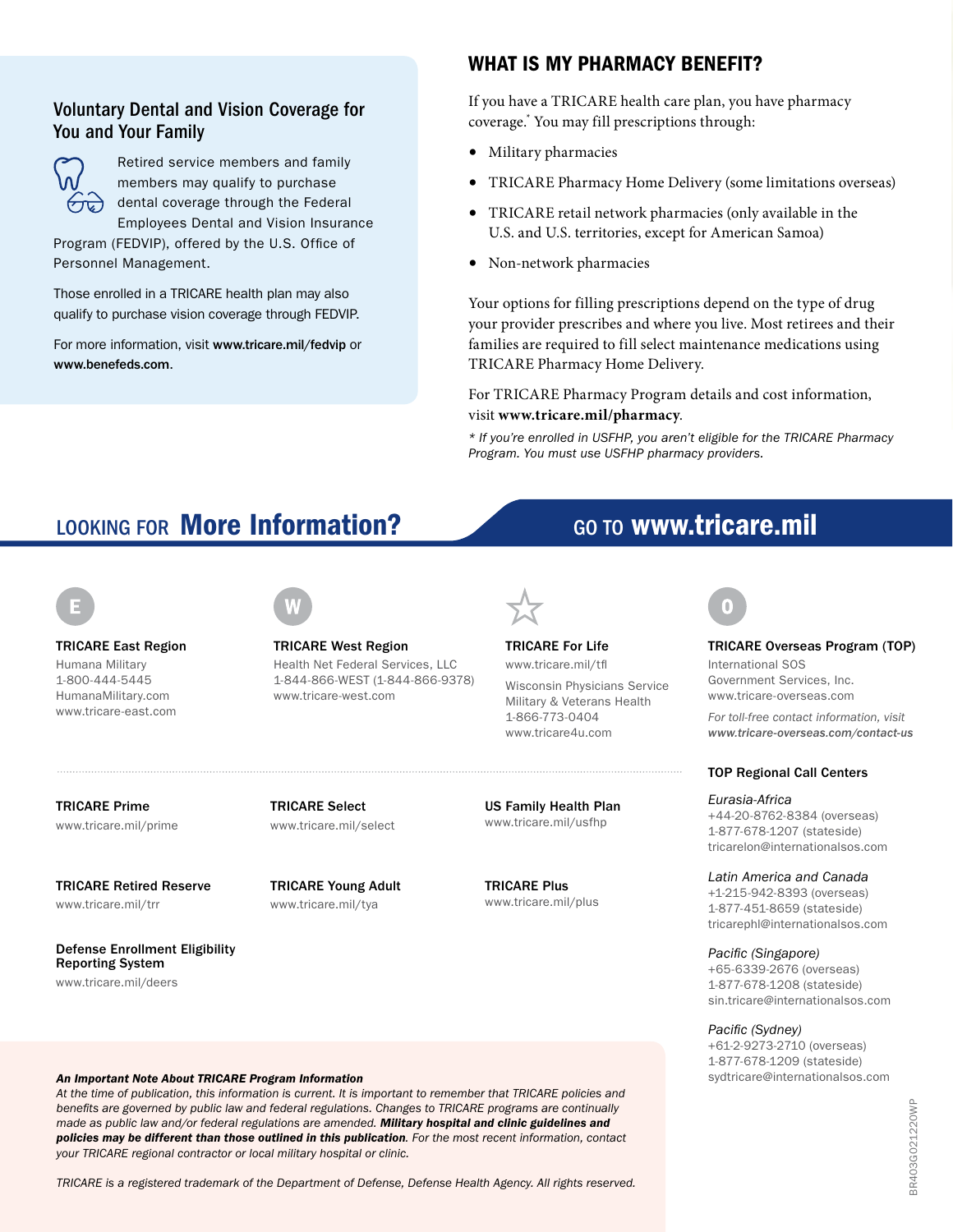## Voluntary Dental and Vision Coverage for You and Your Family

Retired service members and family members may qualify to purchase dental coverage through the Federal Employees Dental and Vision Insurance Program (FEDVIP), offered by the U.S. Office of Personnel Management.

Those enrolled in a TRICARE health plan may also qualify to purchase vision coverage through FEDVIP.

For more information, visit **www.tricare.mil/fedvip** or **www.benefeds.com**.

## WHAT IS MY PHARMACY BENEFIT?

If you have a TRICARE health care plan, you have pharmacy coverage.* You may fill prescriptions through:

- Military pharmacies
- TRICARE Pharmacy Home Delivery (some limitations overseas)
- TRICARE retail network pharmacies (only available in the U.S. and U.S. territories, except for American Samoa)
- Non-network pharmacies

Your options for filling prescriptions depend on the type of drug your provider prescribes and where you live. Most retirees and their families are required to fill select maintenance medications using TRICARE Pharmacy Home Delivery.

For TRICARE Pharmacy Program details and cost information, visit **www.tricare.mil/pharmacy**.

*\* If you're enrolled in USFHP, you aren't eligible for the TRICARE Pharmacy Program. You must use USFHP pharmacy providers.*

## LOOKING FOR More Information? GO TO www.tricare.mil

**TRICARE East Region**
Humana Military
1-800-444-5445
HumanaMilitary.com
www.tricare-east.com

**TRICARE West Region**
Health Net Federal Services, LLC
1-844-866-WEST (1-844-866-9378)
www.tricare-west.com

**TRICARE For Life**
www.tricare.mil/tfl

Wisconsin Physicians Service
Military & Veterans Health
1-866-773-0404
www.tricare4u.com

**TRICARE Overseas Program (TOP)**
International SOS
Government Services, Inc.
www.tricare-overseas.com

*For toll-free contact information, visit **www.tricare-overseas.com/contact-us***

**TOP Regional Call Centers**

*Eurasia-Africa*
+44-20-8762-8384 (overseas)
1-877-678-1207 (stateside)
tricarelon@internationalsos.com

*Latin America and Canada*
+1-215-942-8393 (overseas)
1-877-451-8659 (stateside)
tricarephl@internationalsos.com

*Pacific (Singapore)*
+65-6339-2676 (overseas)
1-877-678-1208 (stateside)
sin.tricare@internationalsos.com

*Pacific (Sydney)*
+61-2-9273-2710 (overseas)
1-877-678-1209 (stateside)
sydtricare@internationalsos.com

**TRICARE Prime**
www.tricare.mil/prime

**TRICARE Select**
www.tricare.mil/select

**US Family Health Plan**
www.tricare.mil/usfhp

**TRICARE Retired Reserve**
www.tricare.mil/trr

**TRICARE Young Adult**
www.tricare.mil/tya

**TRICARE Plus**
www.tricare.mil/plus

**Defense Enrollment Eligibility Reporting System**
www.tricare.mil/deers

***An Important Note About TRICARE Program Information***
*At the time of publication, this information is current. It is important to remember that TRICARE policies and benefits are governed by public law and federal regulations. Changes to TRICARE programs are continually made as public law and/or federal regulations are amended. **Military hospital and clinic guidelines and policies may be different than those outlined in this publication**. For the most recent information, contact your TRICARE regional contractor or local military hospital or clinic.*

*TRICARE is a registered trademark of the Department of Defense, Defense Health Agency. All rights reserved.*

BR403G021220WP